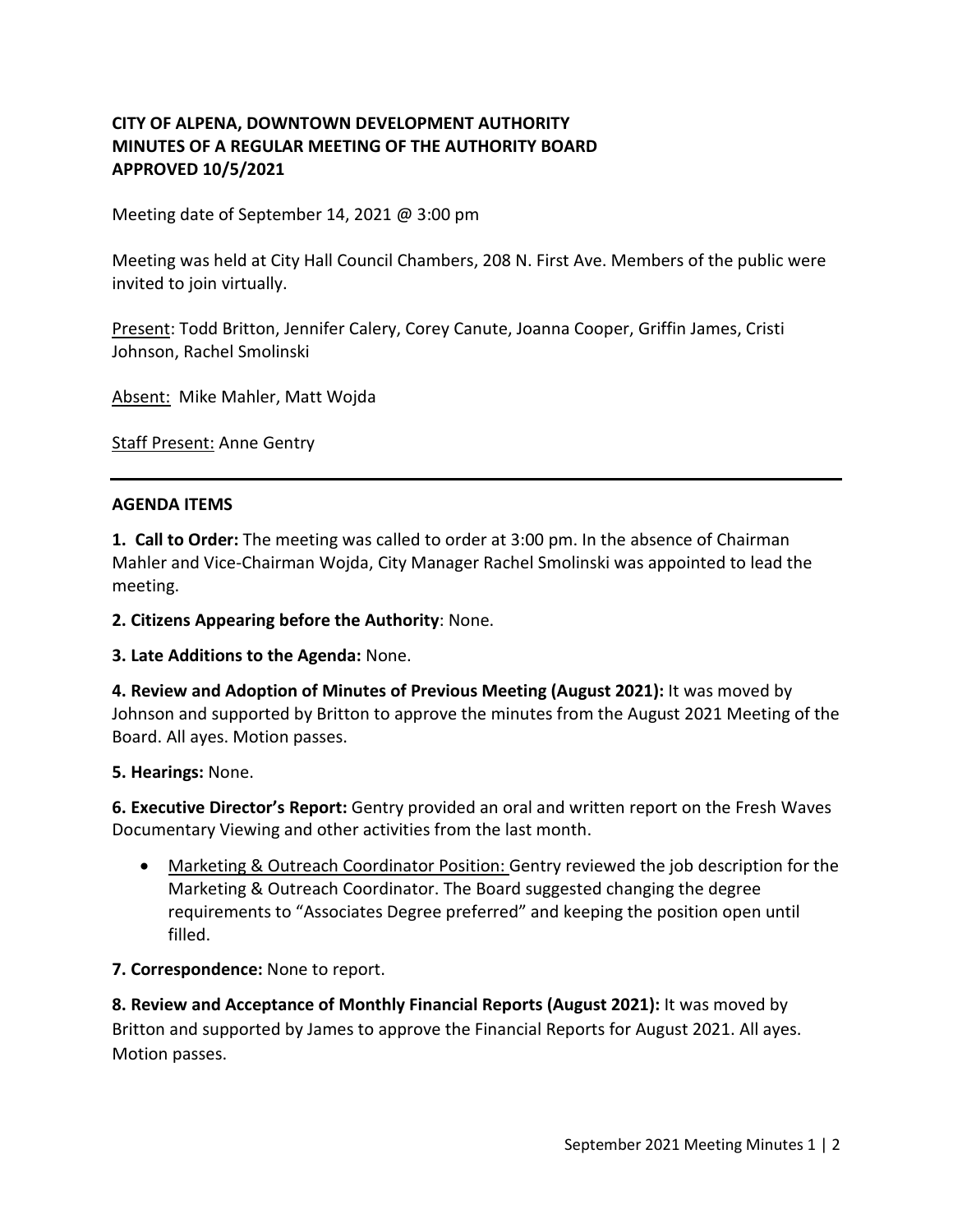**CITY OF ALPENA, DOWNTOWN DEVELOPMENT AUTHORITY**
**MINUTES OF A REGULAR MEETING OF THE AUTHORITY BOARD**
**APPROVED 10/5/2021**

Meeting date of September 14, 2021 @ 3:00 pm

Meeting was held at City Hall Council Chambers, 208 N. First Ave. Members of the public were invited to join virtually.

Present: Todd Britton, Jennifer Calery, Corey Canute, Joanna Cooper, Griffin James, Cristi Johnson, Rachel Smolinski

Absent: Mike Mahler, Matt Wojda

Staff Present: Anne Gentry

---

**AGENDA ITEMS**

**1. Call to Order:** The meeting was called to order at 3:00 pm. In the absence of Chairman Mahler and Vice-Chairman Wojda, City Manager Rachel Smolinski was appointed to lead the meeting.

**2. Citizens Appearing before the Authority**: None.

**3. Late Additions to the Agenda:** None.

**4. Review and Adoption of Minutes of Previous Meeting (August 2021):** It was moved by Johnson and supported by Britton to approve the minutes from the August 2021 Meeting of the Board. All ayes. Motion passes.

**5. Hearings:** None.

**6. Executive Director's Report:** Gentry provided an oral and written report on the Fresh Waves Documentary Viewing and other activities from the last month.

- Marketing & Outreach Coordinator Position: Gentry reviewed the job description for the Marketing & Outreach Coordinator. The Board suggested changing the degree requirements to "Associates Degree preferred" and keeping the position open until filled.

**7. Correspondence:** None to report.

**8. Review and Acceptance of Monthly Financial Reports (August 2021):** It was moved by Britton and supported by James to approve the Financial Reports for August 2021. All ayes. Motion passes.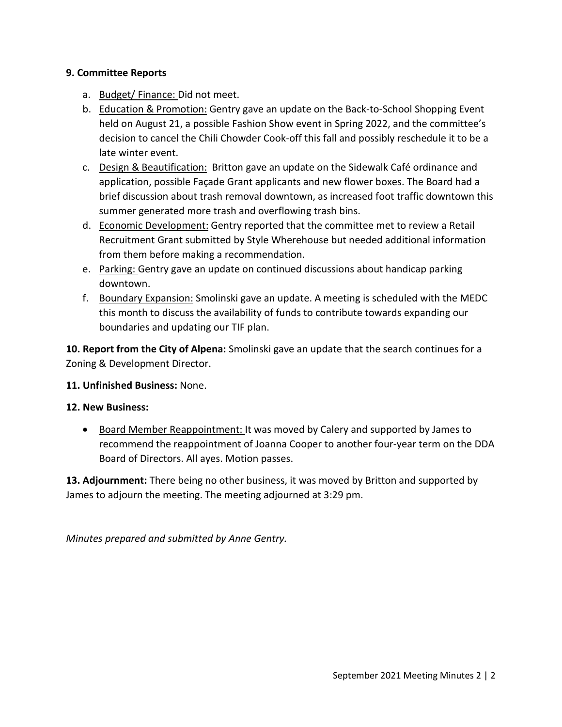**9. Committee Reports**

a. Budget/ Finance: Did not meet.
b. Education & Promotion: Gentry gave an update on the Back-to-School Shopping Event held on August 21, a possible Fashion Show event in Spring 2022, and the committee's decision to cancel the Chili Chowder Cook-off this fall and possibly reschedule it to be a late winter event.
c. Design & Beautification: Britton gave an update on the Sidewalk Café ordinance and application, possible Façade Grant applicants and new flower boxes. The Board had a brief discussion about trash removal downtown, as increased foot traffic downtown this summer generated more trash and overflowing trash bins.
d. Economic Development: Gentry reported that the committee met to review a Retail Recruitment Grant submitted by Style Wherehouse but needed additional information from them before making a recommendation.
e. Parking: Gentry gave an update on continued discussions about handicap parking downtown.
f. Boundary Expansion: Smolinski gave an update. A meeting is scheduled with the MEDC this month to discuss the availability of funds to contribute towards expanding our boundaries and updating our TIF plan.

**10. Report from the City of Alpena:** Smolinski gave an update that the search continues for a Zoning & Development Director.

**11. Unfinished Business:** None.

**12. New Business:**

- Board Member Reappointment: It was moved by Calery and supported by James to recommend the reappointment of Joanna Cooper to another four-year term on the DDA Board of Directors. All ayes. Motion passes.

**13. Adjournment:** There being no other business, it was moved by Britton and supported by James to adjourn the meeting. The meeting adjourned at 3:29 pm.

*Minutes prepared and submitted by Anne Gentry.*